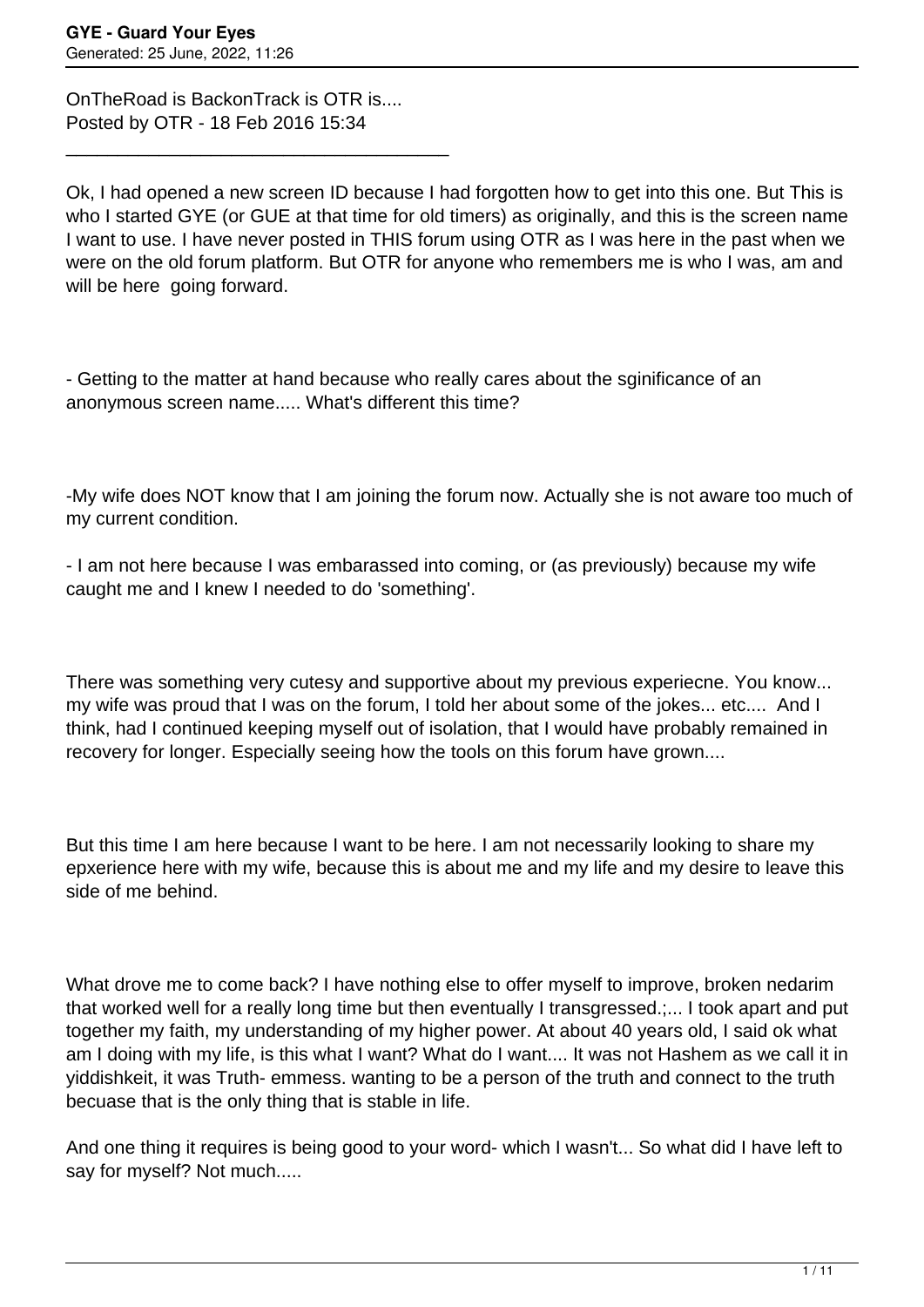OnTheRoad is BackonTrack is OTR is....
Posted by OTR - 18 Feb 2016 15:34

---

Ok, I had opened a new screen ID because I had forgotten how to get into this one. But This is who I started GYE (or GUE at that time for old timers) as originally, and this is the screen name I want to use. I have never posted in THIS forum using OTR as I was here in the past when we were on the old forum platform. But OTR for anyone who remembers me is who I was, am and will be here going forward.

- Getting to the matter at hand because who really cares about the sginificance of an anonymous screen name..... What's different this time?

-My wife does NOT know that I am joining the forum now. Actually she is not aware too much of my current condition.

- I am not here because I was embarassed into coming, or (as previously) because my wife caught me and I knew I needed to do 'something'.

There was something very cutesy and supportive about my previous experiecne. You know... my wife was proud that I was on the forum, I told her about some of the jokes... etc.... And I think, had I continued keeping myself out of isolation, that I would have probably remained in recovery for longer. Especially seeing how the tools on this forum have grown....

But this time I am here because I want to be here. I am not necessarily looking to share my epxerience here with my wife, because this is about me and my life and my desire to leave this side of me behind.

What drove me to come back? I have nothing else to offer myself to improve, broken nedarim that worked well for a really long time but then eventually I transgressed.;... I took apart and put together my faith, my understanding of my higher power. At about 40 years old, I said ok what am I doing with my life, is this what I want? What do I want.... It was not Hashem as we call it in yiddishkeit, it was Truth- emmess. wanting to be a person of the truth and connect to the truth becuase that is the only thing that is stable in life.

And one thing it requires is being good to your word- which I wasn't... So what did I have left to say for myself? Not much.....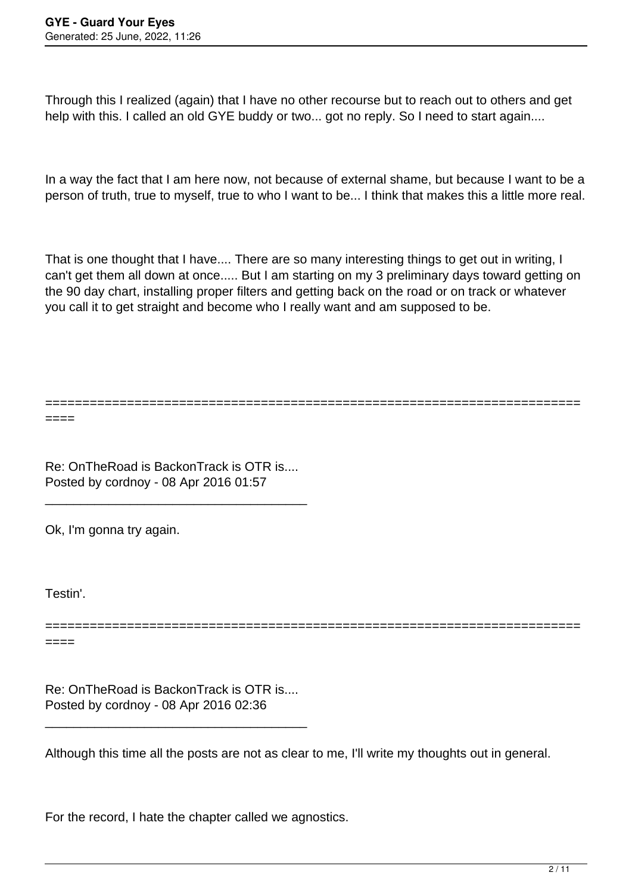Through this I realized (again) that I have no other recourse but to reach out to others and get help with this. I called an old GYE buddy or two... got no reply. So I need to start again....

In a way the fact that I am here now, not because of external shame, but because I want to be a person of truth, true to myself, true to who I want to be... I think that makes this a little more real.

That is one thought that I have.... There are so many interesting things to get out in writing, I can't get them all down at once..... But I am starting on my 3 preliminary days toward getting on the 90 day chart, installing proper filters and getting back on the road or on track or whatever you call it to get straight and become who I really want and am supposed to be.

============================================================================

Re: OnTheRoad is BackonTrack is OTR is....
Posted by cordnoy - 08 Apr 2016 01:57

_____________________________________

Ok, I'm gonna try again.

Testin'.

============================================================================

Re: OnTheRoad is BackonTrack is OTR is....
Posted by cordnoy - 08 Apr 2016 02:36

_____________________________________

Although this time all the posts are not as clear to me, I'll write my thoughts out in general.

For the record, I hate the chapter called we agnostics.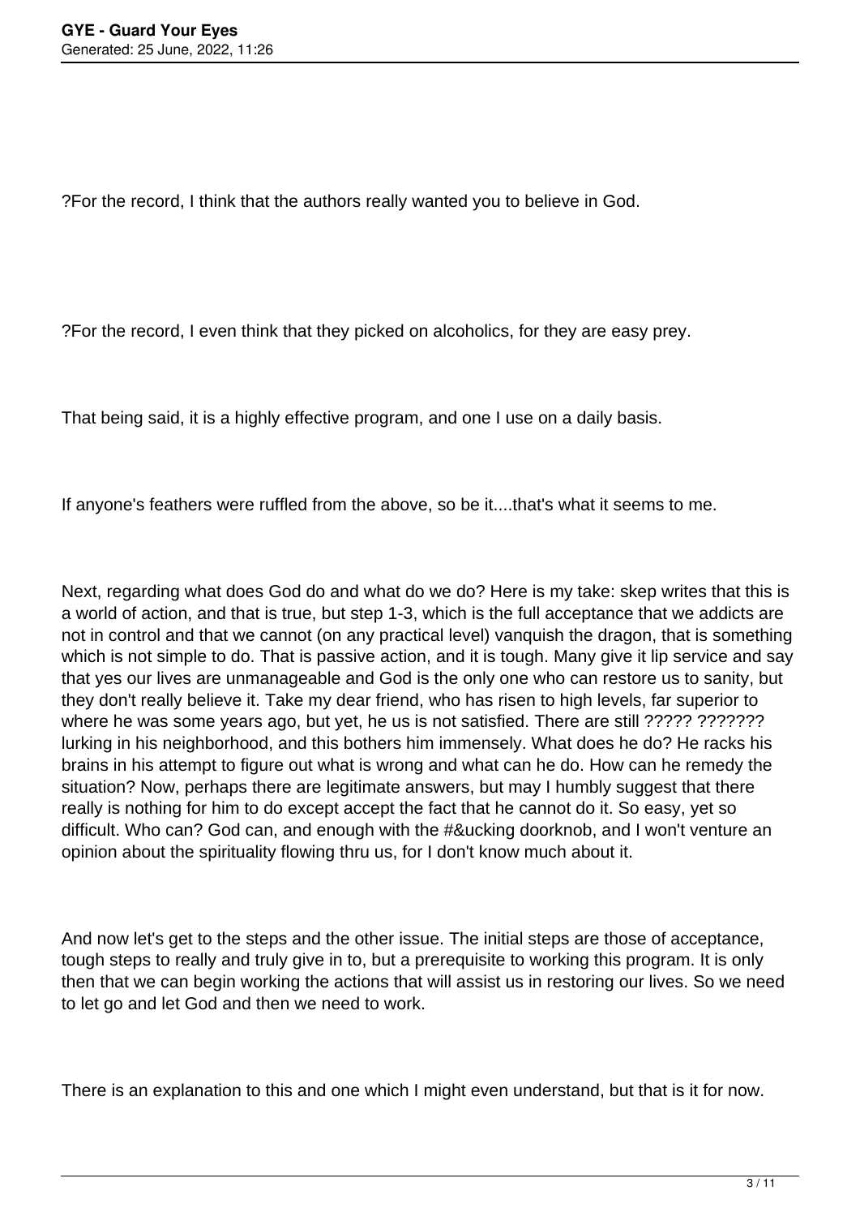?For the record, I think that the authors really wanted you to believe in God.

?For the record, I even think that they picked on alcoholics, for they are easy prey.

That being said, it is a highly effective program, and one I use on a daily basis.

If anyone's feathers were ruffled from the above, so be it....that's what it seems to me.

Next, regarding what does God do and what do we do? Here is my take: skep writes that this is a world of action, and that is true, but step 1-3, which is the full acceptance that we addicts are not in control and that we cannot (on any practical level) vanquish the dragon, that is something which is not simple to do. That is passive action, and it is tough. Many give it lip service and say that yes our lives are unmanageable and God is the only one who can restore us to sanity, but they don't really believe it. Take my dear friend, who has risen to high levels, far superior to where he was some years ago, but yet, he us is not satisfied. There are still ????? ??????? lurking in his neighborhood, and this bothers him immensely. What does he do? He racks his brains in his attempt to figure out what is wrong and what can he do. How can he remedy the situation? Now, perhaps there are legitimate answers, but may I humbly suggest that there really is nothing for him to do except accept the fact that he cannot do it. So easy, yet so difficult. Who can? God can, and enough with the #&ucking doorknob, and I won't venture an opinion about the spirituality flowing thru us, for I don't know much about it.

And now let's get to the steps and the other issue. The initial steps are those of acceptance, tough steps to really and truly give in to, but a prerequisite to working this program. It is only then that we can begin working the actions that will assist us in restoring our lives. So we need to let go and let God and then we need to work.

There is an explanation to this and one which I might even understand, but that is it for now.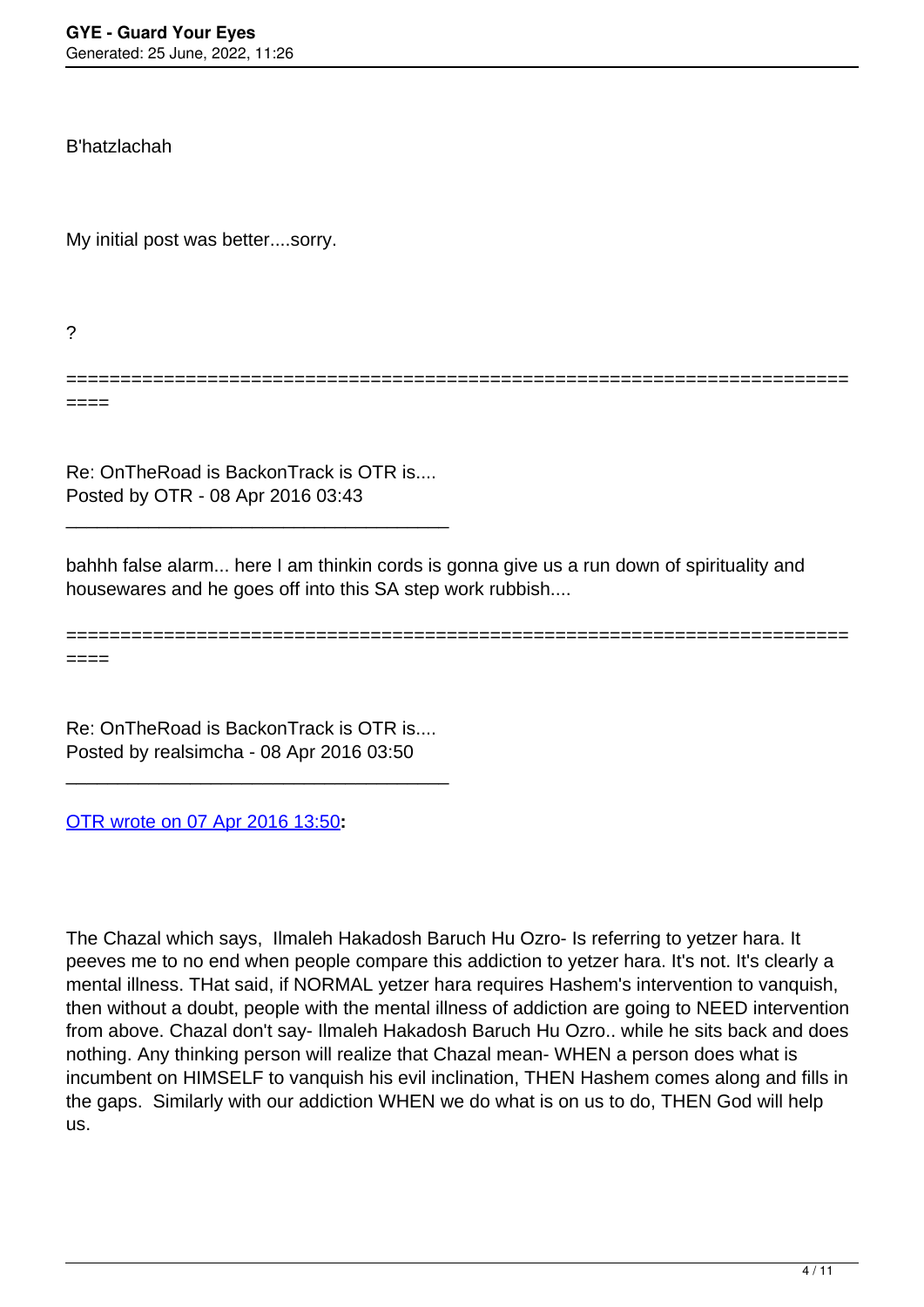B'hatzlachah

My initial post was better....sorry.

?

========================================================================

Re: OnTheRoad is BackonTrack is OTR is....
Posted by OTR - 08 Apr 2016 03:43

---

bahhh false alarm... here I am thinkin cords is gonna give us a run down of spirituality and housewares and he goes off into this SA step work rubbish....

========================================================================

Re: OnTheRoad is BackonTrack is OTR is....
Posted by realsimcha - 08 Apr 2016 03:50

---

OTR wrote on 07 Apr 2016 13:50**:**

The Chazal which says, Ilmaleh Hakadosh Baruch Hu Ozro- Is referring to yetzer hara. It peeves me to no end when people compare this addiction to yetzer hara. It's not. It's clearly a mental illness. THat said, if NORMAL yetzer hara requires Hashem's intervention to vanquish, then without a doubt, people with the mental illness of addiction are going to NEED intervention from above. Chazal don't say- Ilmaleh Hakadosh Baruch Hu Ozro.. while he sits back and does nothing. Any thinking person will realize that Chazal mean- WHEN a person does what is incumbent on HIMSELF to vanquish his evil inclination, THEN Hashem comes along and fills in the gaps. Similarly with our addiction WHEN we do what is on us to do, THEN God will help us.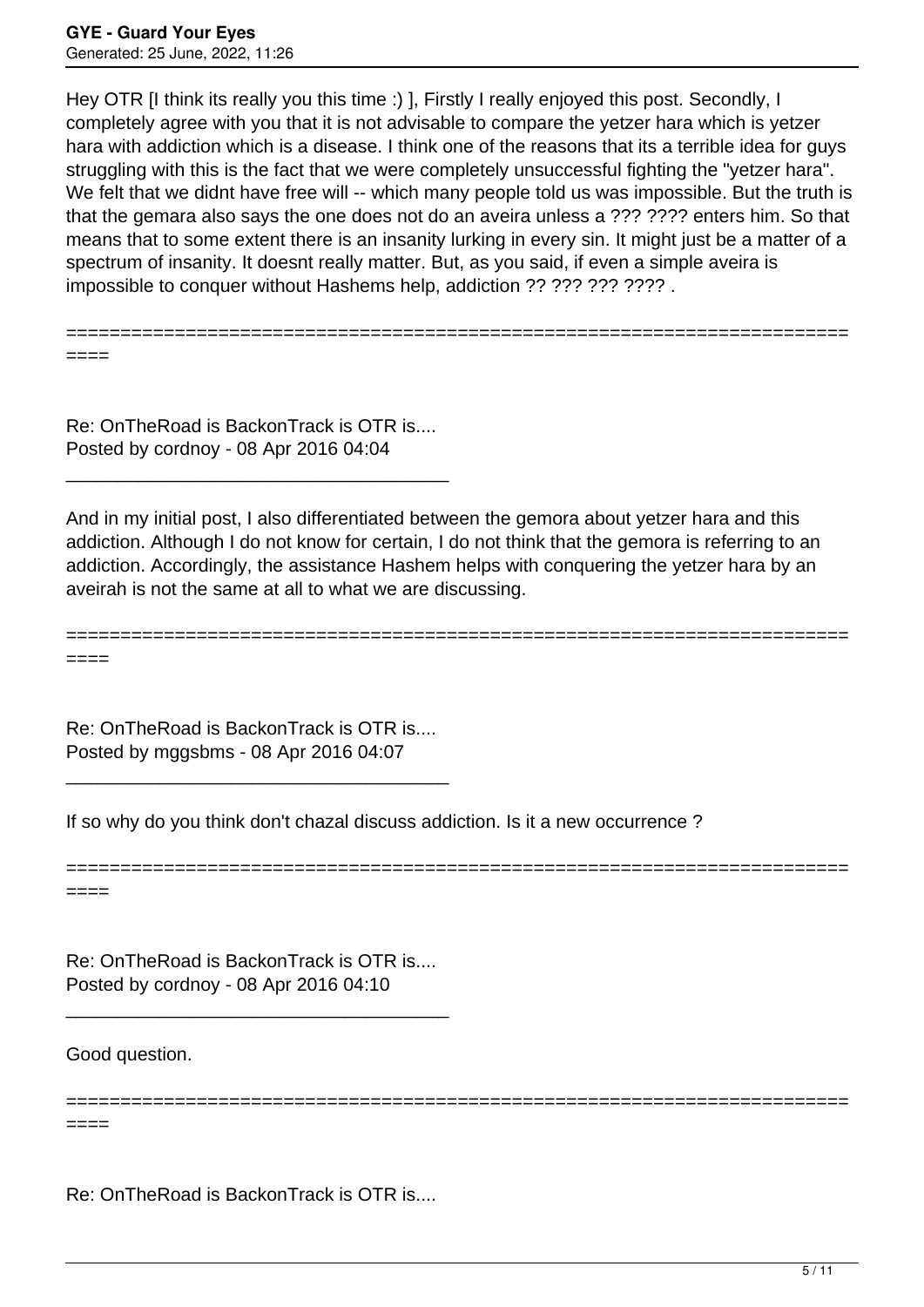Hey OTR [I think its really you this time :) ], Firstly I really enjoyed this post. Secondly, I completely agree with you that it is not advisable to compare the yetzer hara which is yetzer hara with addiction which is a disease. I think one of the reasons that its a terrible idea for guys struggling with this is the fact that we were completely unsuccessful fighting the "yetzer hara". We felt that we didnt have free will -- which many people told us was impossible. But the truth is that the gemara also says the one does not do an aveira unless a ??? ???? enters him. So that means that to some extent there is an insanity lurking in every sin. It might just be a matter of a spectrum of insanity. It doesnt really matter. But, as you said, if even a simple aveira is impossible to conquer without Hashems help, addiction ?? ??? ??? ???? .

============================================================================

Re: OnTheRoad is BackonTrack is OTR is....
Posted by cordnoy - 08 Apr 2016 04:04

---

And in my initial post, I also differentiated between the gemora about yetzer hara and this addiction. Although I do not know for certain, I do not think that the gemora is referring to an addiction. Accordingly, the assistance Hashem helps with conquering the yetzer hara by an aveirah is not the same at all to what we are discussing.

============================================================================

Re: OnTheRoad is BackonTrack is OTR is....
Posted by mggsbms - 08 Apr 2016 04:07

---

If so why do you think don't chazal discuss addiction. Is it a new occurrence ?

============================================================================

Re: OnTheRoad is BackonTrack is OTR is....
Posted by cordnoy - 08 Apr 2016 04:10

---

Good question.

============================================================================

Re: OnTheRoad is BackonTrack is OTR is....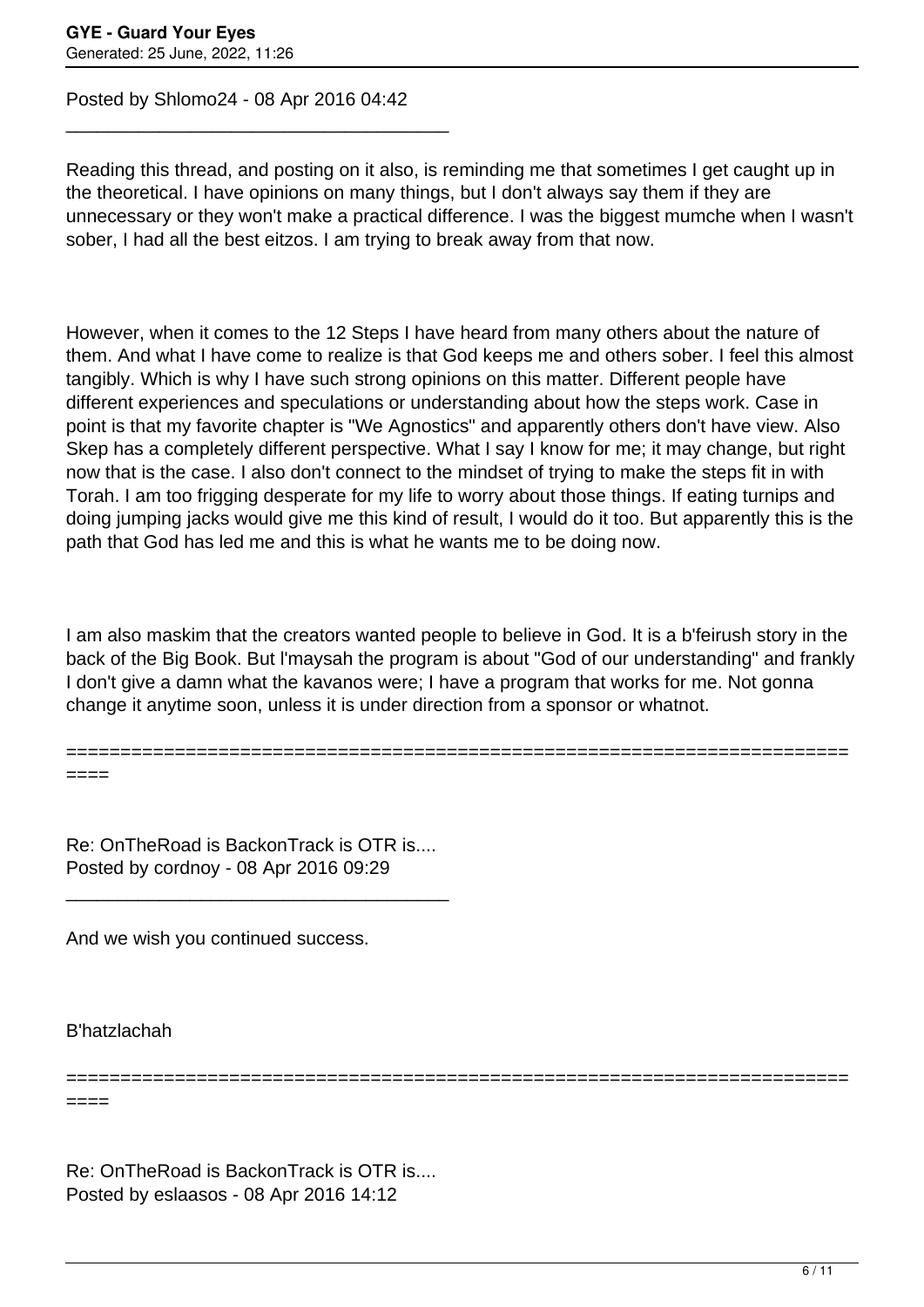Posted by Shlomo24 - 08 Apr 2016 04:42

_____________________________________

Reading this thread, and posting on it also, is reminding me that sometimes I get caught up in the theoretical. I have opinions on many things, but I don't always say them if they are unnecessary or they won't make a practical difference. I was the biggest mumche when I wasn't sober, I had all the best eitzos. I am trying to break away from that now.

However, when it comes to the 12 Steps I have heard from many others about the nature of them. And what I have come to realize is that God keeps me and others sober. I feel this almost tangibly. Which is why I have such strong opinions on this matter. Different people have different experiences and speculations or understanding about how the steps work. Case in point is that my favorite chapter is "We Agnostics" and apparently others don't have view. Also Skep has a completely different perspective. What I say I know for me; it may change, but right now that is the case. I also don't connect to the mindset of trying to make the steps fit in with Torah. I am too frigging desperate for my life to worry about those things. If eating turnips and doing jumping jacks would give me this kind of result, I would do it too. But apparently this is the path that God has led me and this is what he wants me to be doing now.

I am also maskim that the creators wanted people to believe in God. It is a b'feirush story in the back of the Big Book. But l'maysah the program is about "God of our understanding" and frankly I don't give a damn what the kavanos were; I have a program that works for me. Not gonna change it anytime soon, unless it is under direction from a sponsor or whatnot.

============================================================================

Re: OnTheRoad is BackonTrack is OTR is....
Posted by cordnoy - 08 Apr 2016 09:29

_____________________________________

And we wish you continued success.

B'hatzlachah

============================================================================

Re: OnTheRoad is BackonTrack is OTR is....
Posted by eslaasos - 08 Apr 2016 14:12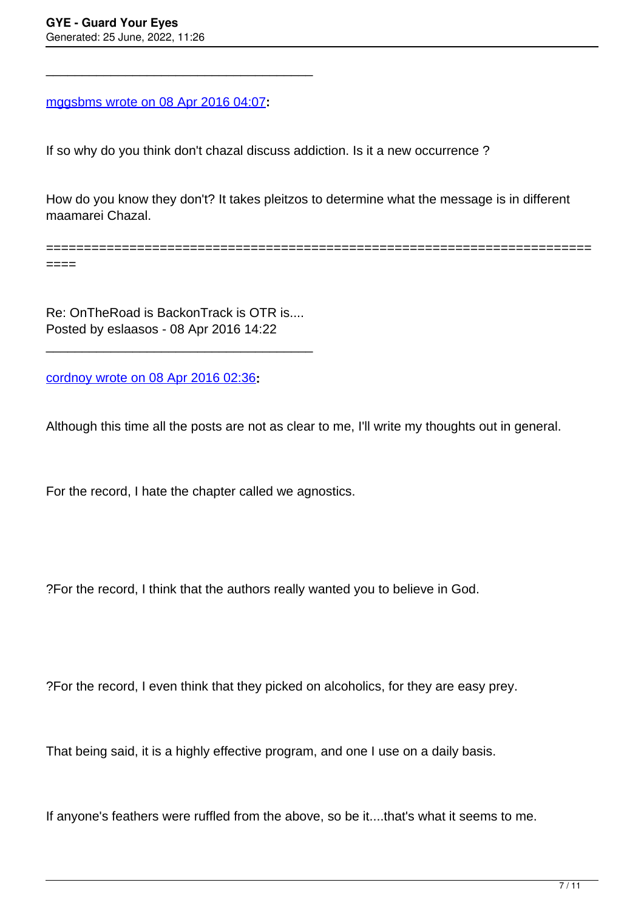---

[mggsbms wrote on 08 Apr 2016 04:07](#):

If so why do you think don't chazal discuss addiction. Is it a new occurrence ?

How do you know they don't? It takes pleitzos to determine what the message is in different maamarei Chazal.

============================================================================

Re: OnTheRoad is BackonTrack is OTR is....
Posted by eslaasos - 08 Apr 2016 14:22

---

[cordnoy wrote on 08 Apr 2016 02:36](#):

Although this time all the posts are not as clear to me, I'll write my thoughts out in general.

For the record, I hate the chapter called we agnostics.

?For the record, I think that the authors really wanted you to believe in God.

?For the record, I even think that they picked on alcoholics, for they are easy prey.

That being said, it is a highly effective program, and one I use on a daily basis.

If anyone's feathers were ruffled from the above, so be it....that's what it seems to me.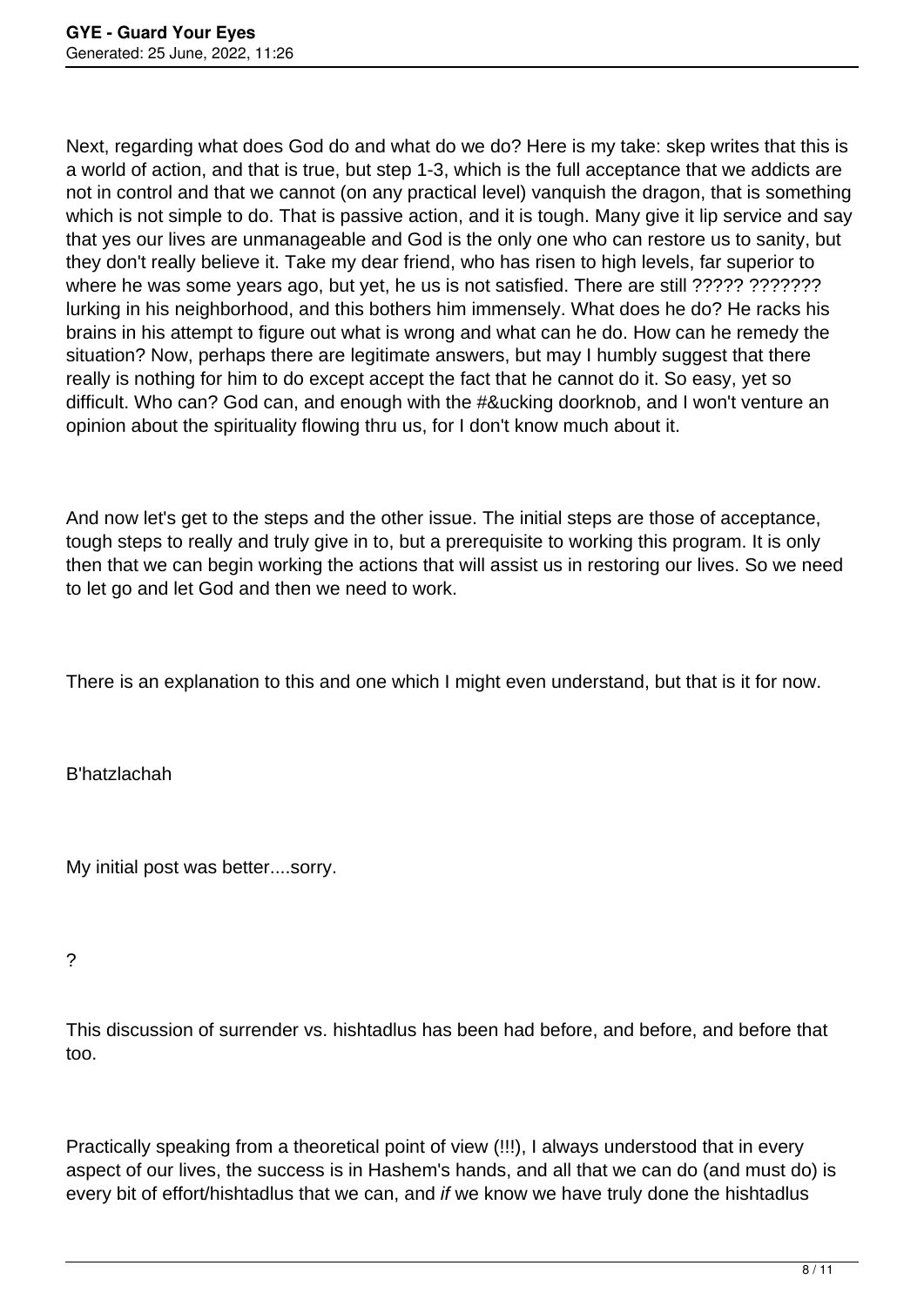Next, regarding what does God do and what do we do? Here is my take: skep writes that this is a world of action, and that is true, but step 1-3, which is the full acceptance that we addicts are not in control and that we cannot (on any practical level) vanquish the dragon, that is something which is not simple to do. That is passive action, and it is tough. Many give it lip service and say that yes our lives are unmanageable and God is the only one who can restore us to sanity, but they don't really believe it. Take my dear friend, who has risen to high levels, far superior to where he was some years ago, but yet, he us is not satisfied. There are still ????? ??????? lurking in his neighborhood, and this bothers him immensely. What does he do? He racks his brains in his attempt to figure out what is wrong and what can he do. How can he remedy the situation? Now, perhaps there are legitimate answers, but may I humbly suggest that there really is nothing for him to do except accept the fact that he cannot do it. So easy, yet so difficult. Who can? God can, and enough with the #&ucking doorknob, and I won't venture an opinion about the spirituality flowing thru us, for I don't know much about it.

And now let's get to the steps and the other issue. The initial steps are those of acceptance, tough steps to really and truly give in to, but a prerequisite to working this program. It is only then that we can begin working the actions that will assist us in restoring our lives. So we need to let go and let God and then we need to work.

There is an explanation to this and one which I might even understand, but that is it for now.

B'hatzlachah

My initial post was better....sorry.

?

This discussion of surrender vs. hishtadlus has been had before, and before, and before that too.

Practically speaking from a theoretical point of view (!!!), I always understood that in every aspect of our lives, the success is in Hashem's hands, and all that we can do (and must do) is every bit of effort/hishtadlus that we can, and *if* we know we have truly done the hishtadlus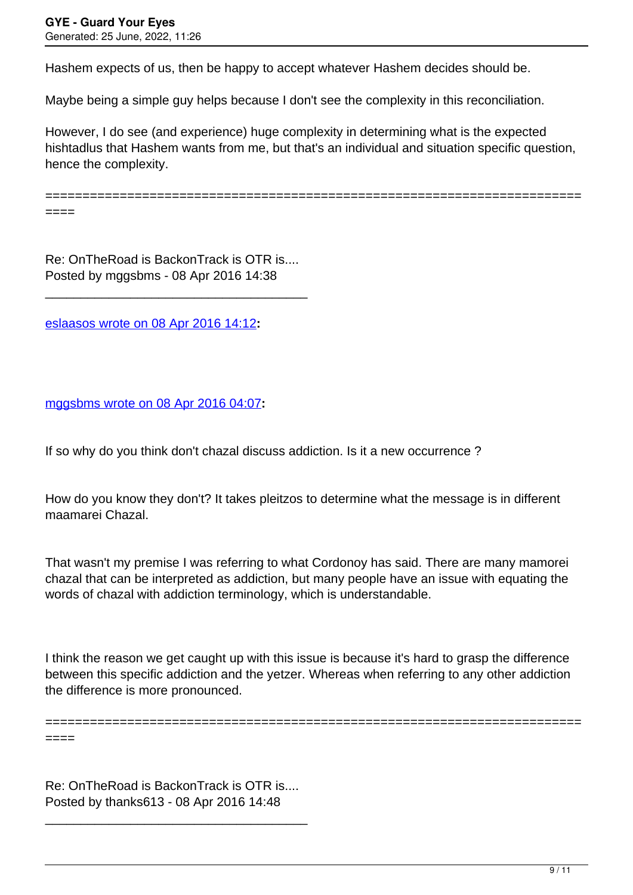Hashem expects of us, then be happy to accept whatever Hashem decides should be.

Maybe being a simple guy helps because I don't see the complexity in this reconciliation.

However, I do see (and experience) huge complexity in determining what is the expected hishtadlus that Hashem wants from me, but that's an individual and situation specific question, hence the complexity.

============================================================================

Re: OnTheRoad is BackonTrack is OTR is....
Posted by mggsbms - 08 Apr 2016 14:38

---

eslaasos wrote on 08 Apr 2016 14:12**:**

mggsbms wrote on 08 Apr 2016 04:07**:**

If so why do you think don't chazal discuss addiction. Is it a new occurrence ?

How do you know they don't? It takes pleitzos to determine what the message is in different maamarei Chazal.

That wasn't my premise I was referring to what Cordonoy has said. There are many mamorei chazal that can be interpreted as addiction, but many people have an issue with equating the words of chazal with addiction terminology, which is understandable.

I think the reason we get caught up with this issue is because it's hard to grasp the difference between this specific addiction and the yetzer. Whereas when referring to any other addiction the difference is more pronounced.

============================================================================

Re: OnTheRoad is BackonTrack is OTR is....
Posted by thanks613 - 08 Apr 2016 14:48

---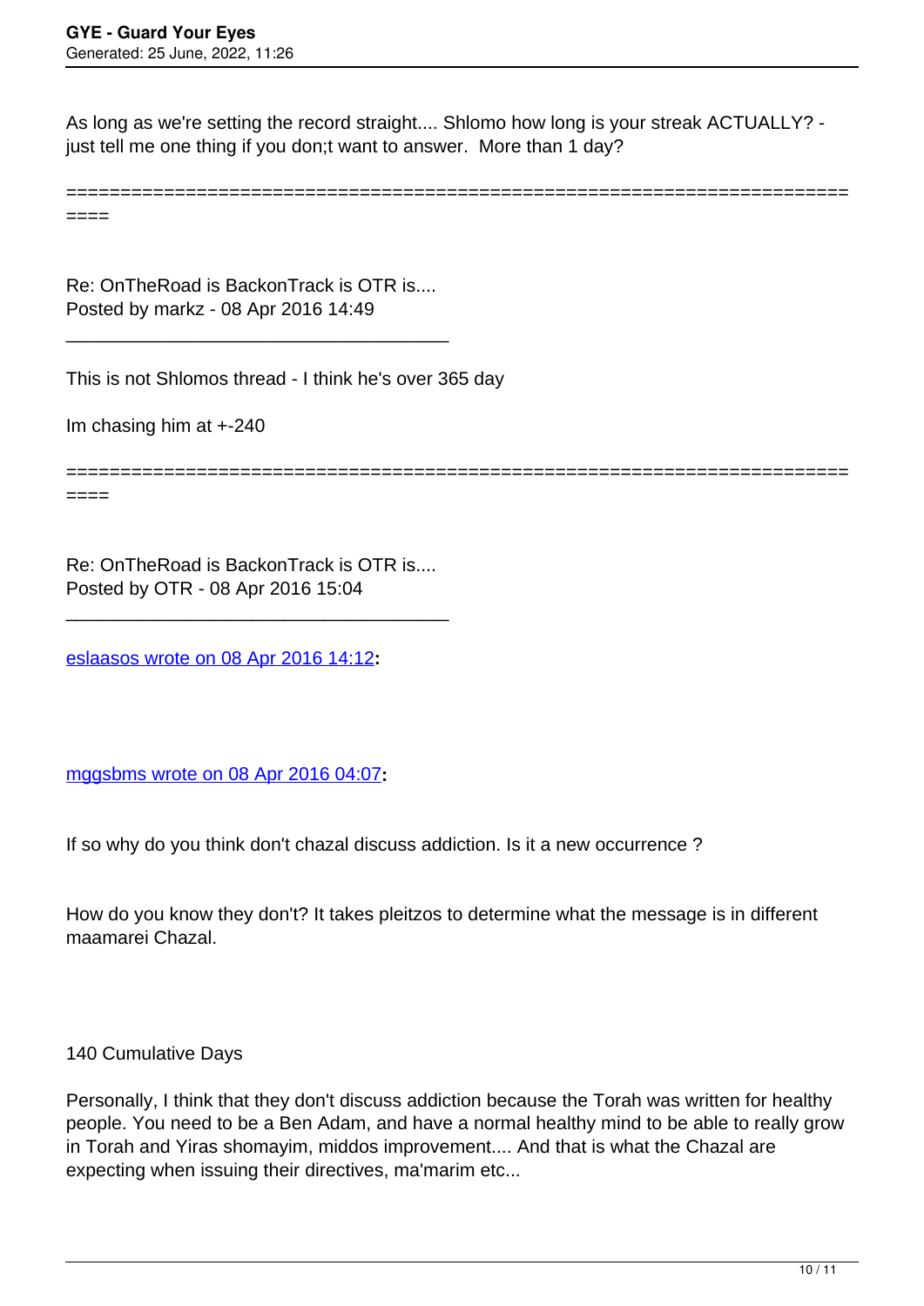As long as we're setting the record straight.... Shlomo how long is your streak ACTUALLY? - just tell me one thing if you don;t want to answer.  More than 1 day?

============================================================================

Re: OnTheRoad is BackonTrack is OTR is....
Posted by markz - 08 Apr 2016 14:49

_____________________________________

This is not Shlomos thread - I think he's over 365 day

Im chasing him at +-240

============================================================================

Re: OnTheRoad is BackonTrack is OTR is....
Posted by OTR - 08 Apr 2016 15:04

_____________________________________

eslaasos wrote on 08 Apr 2016 14:12**:**

mggsbms wrote on 08 Apr 2016 04:07**:**

If so why do you think don't chazal discuss addiction. Is it a new occurrence ?

How do you know they don't? It takes pleitzos to determine what the message is in different maamarei Chazal.

140 Cumulative Days

Personally, I think that they don't discuss addiction because the Torah was written for healthy people. You need to be a Ben Adam, and have a normal healthy mind to be able to really grow in Torah and Yiras shomayim, middos improvement.... And that is what the Chazal are expecting when issuing their directives, ma'marim etc...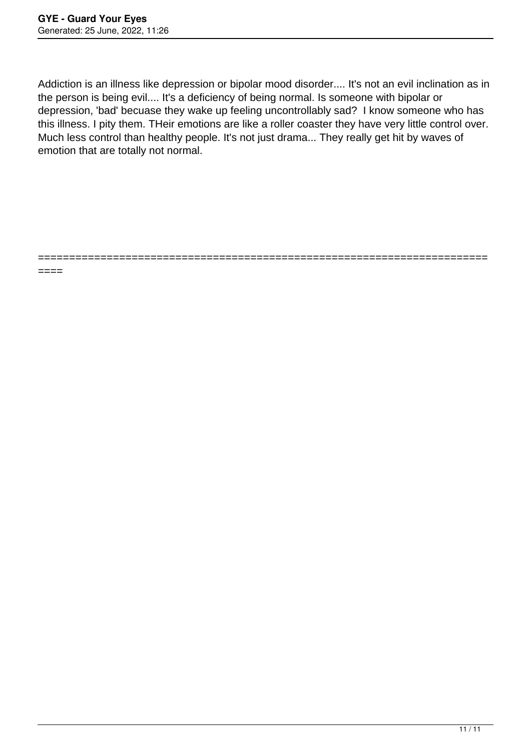Addiction is an illness like depression or bipolar mood disorder.... It's not an evil inclination as in the person is being evil.... It's a deficiency of being normal. Is someone with bipolar or depression, 'bad' becuase they wake up feeling uncontrollably sad? I know someone who has this illness. I pity them. THeir emotions are like a roller coaster they have very little control over. Much less control than healthy people. It's not just drama... They really get hit by waves of emotion that are totally not normal.

============================================================================